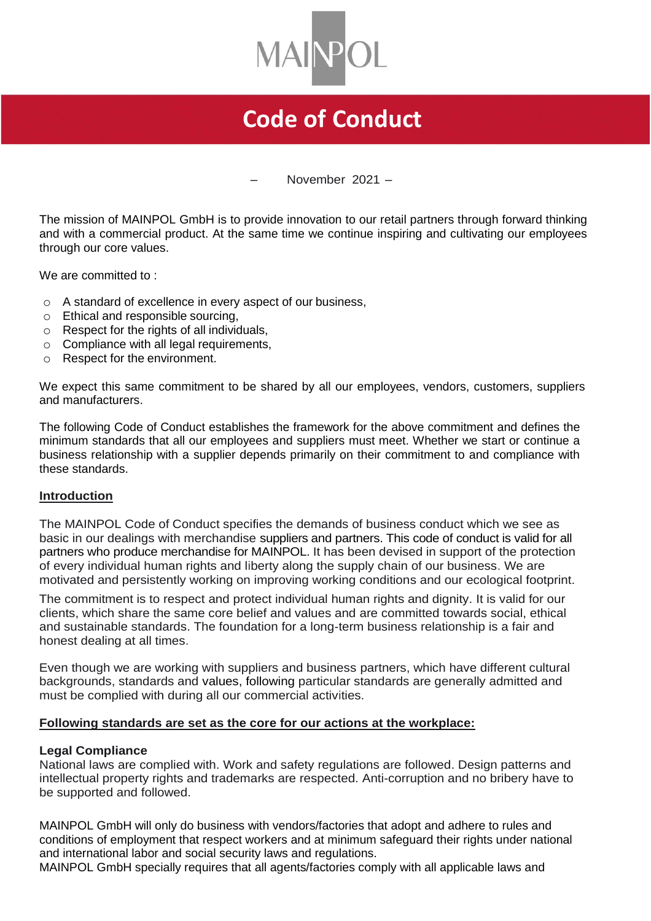MAINPOL

# Code of Conduct

– November 2021 –

The mission of MAINPOL GmbH is to provide innovation to our retail partners through forward thinking and with a commercial product. At the same time we continue inspiring and cultivating our employees through our core values.

We are committed to :

- A standard of excellence in every aspect of our business,
- Ethical and responsible sourcing,
- Respect for the rights of all individuals,
- Compliance with all legal requirements,
- Respect for the environment.

We expect this same commitment to be shared by all our employees, vendors, customers, suppliers and manufacturers.

The following Code of Conduct establishes the framework for the above commitment and defines the minimum standards that all our employees and suppliers must meet. Whether we start or continue a business relationship with a supplier depends primarily on their commitment to and compliance with these standards.

## Introduction

The MAINPOL Code of Conduct specifies the demands of business conduct which we see as basic in our dealings with merchandise suppliers and partners. This code of conduct is valid for all partners who produce merchandise for MAINPOL. It has been devised in support of the protection of every individual human rights and liberty along the supply chain of our business. We are motivated and persistently working on improving working conditions and our ecological footprint.

The commitment is to respect and protect individual human rights and dignity. It is valid for our clients, which share the same core belief and values and are committed towards social, ethical and sustainable standards. The foundation for a long-term business relationship is a fair and honest dealing at all times.

Even though we are working with suppliers and business partners, which have different cultural backgrounds, standards and values, following particular standards are generally admitted and must be complied with during all our commercial activities.

## Following standards are set as the core for our actions at the workplace:

### Legal Compliance

National laws are complied with. Work and safety regulations are followed. Design patterns and intellectual property rights and trademarks are respected. Anti-corruption and no bribery have to be supported and followed.

MAINPOL GmbH will only do business with vendors/factories that adopt and adhere to rules and conditions of employment that respect workers and at minimum safeguard their rights under national and international labor and social security laws and regulations.
MAINPOL GmbH specially requires that all agents/factories comply with all applicable laws and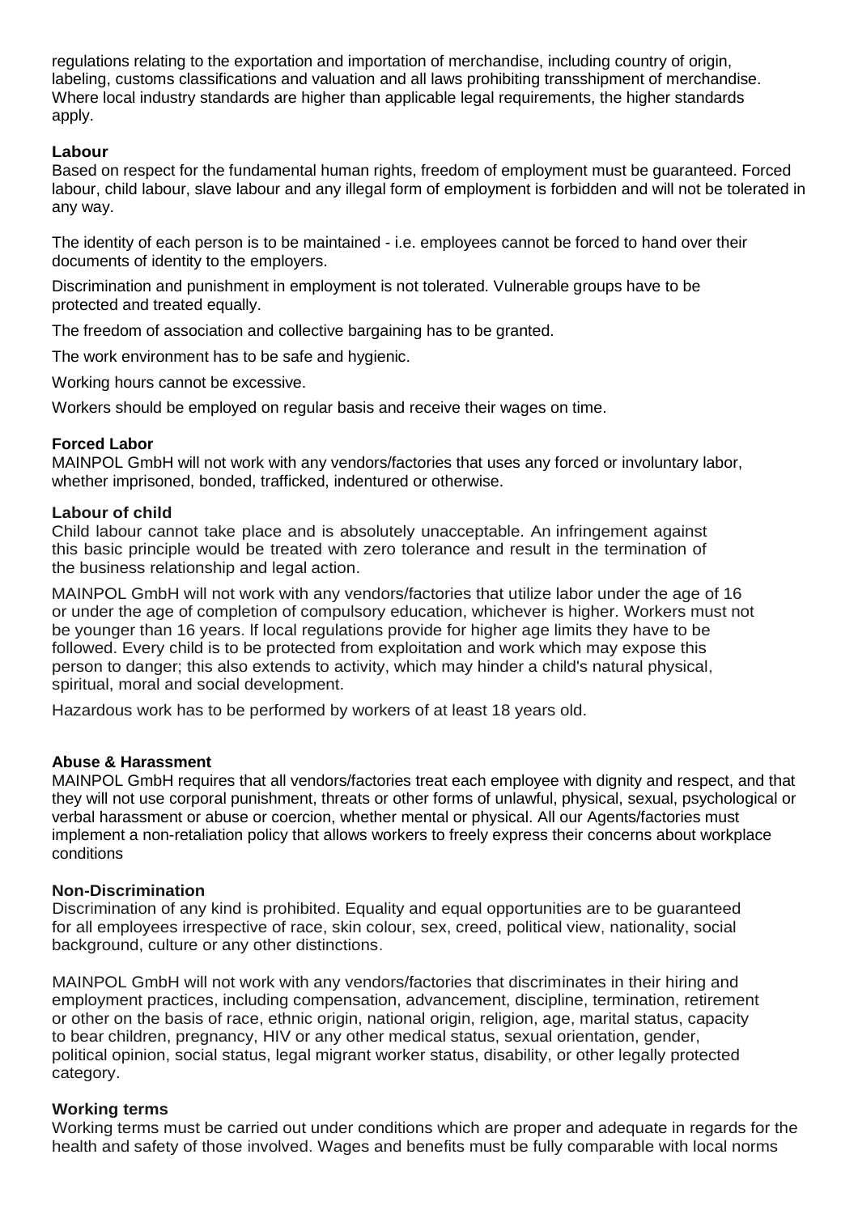regulations relating to the exportation and importation of merchandise, including country of origin, labeling, customs classifications and valuation and all laws prohibiting transshipment of merchandise. Where local industry standards are higher than applicable legal requirements, the higher standards apply.

### Labour

Based on respect for the fundamental human rights, freedom of employment must be guaranteed. Forced labour, child labour, slave labour and any illegal form of employment is forbidden and will not be tolerated in any way.

The identity of each person is to be maintained - i.e. employees cannot be forced to hand over their documents of identity to the employers.

Discrimination and punishment in employment is not tolerated. Vulnerable groups have to be protected and treated equally.

The freedom of association and collective bargaining has to be granted.

The work environment has to be safe and hygienic.

Working hours cannot be excessive.

Workers should be employed on regular basis and receive their wages on time.

### Forced Labor

MAINPOL GmbH will not work with any vendors/factories that uses any forced or involuntary labor, whether imprisoned, bonded, trafficked, indentured or otherwise.

### Labour of child

Child labour cannot take place and is absolutely unacceptable. An infringement against this basic principle would be treated with zero tolerance and result in the termination of the business relationship and legal action.

MAINPOL GmbH will not work with any vendors/factories that utilize labor under the age of 16 or under the age of completion of compulsory education, whichever is higher. Workers must not be younger than 16 years. If local regulations provide for higher age limits they have to be followed. Every child is to be protected from exploitation and work which may expose this person to danger; this also extends to activity, which may hinder a child's natural physical, spiritual, moral and social development.

Hazardous work has to be performed by workers of at least 18 years old.

### Abuse & Harassment

MAINPOL GmbH requires that all vendors/factories treat each employee with dignity and respect, and that they will not use corporal punishment, threats or other forms of unlawful, physical, sexual, psychological or verbal harassment or abuse or coercion, whether mental or physical. All our Agents/factories must implement a non-retaliation policy that allows workers to freely express their concerns about workplace conditions

### Non-Discrimination

Discrimination of any kind is prohibited. Equality and equal opportunities are to be guaranteed for all employees irrespective of race, skin colour, sex, creed, political view, nationality, social background, culture or any other distinctions.

MAINPOL GmbH will not work with any vendors/factories that discriminates in their hiring and employment practices, including compensation, advancement, discipline, termination, retirement or other on the basis of race, ethnic origin, national origin, religion, age, marital status, capacity to bear children, pregnancy, HIV or any other medical status, sexual orientation, gender, political opinion, social status, legal migrant worker status, disability, or other legally protected category.

### Working terms

Working terms must be carried out under conditions which are proper and adequate in regards for the health and safety of those involved. Wages and benefits must be fully comparable with local norms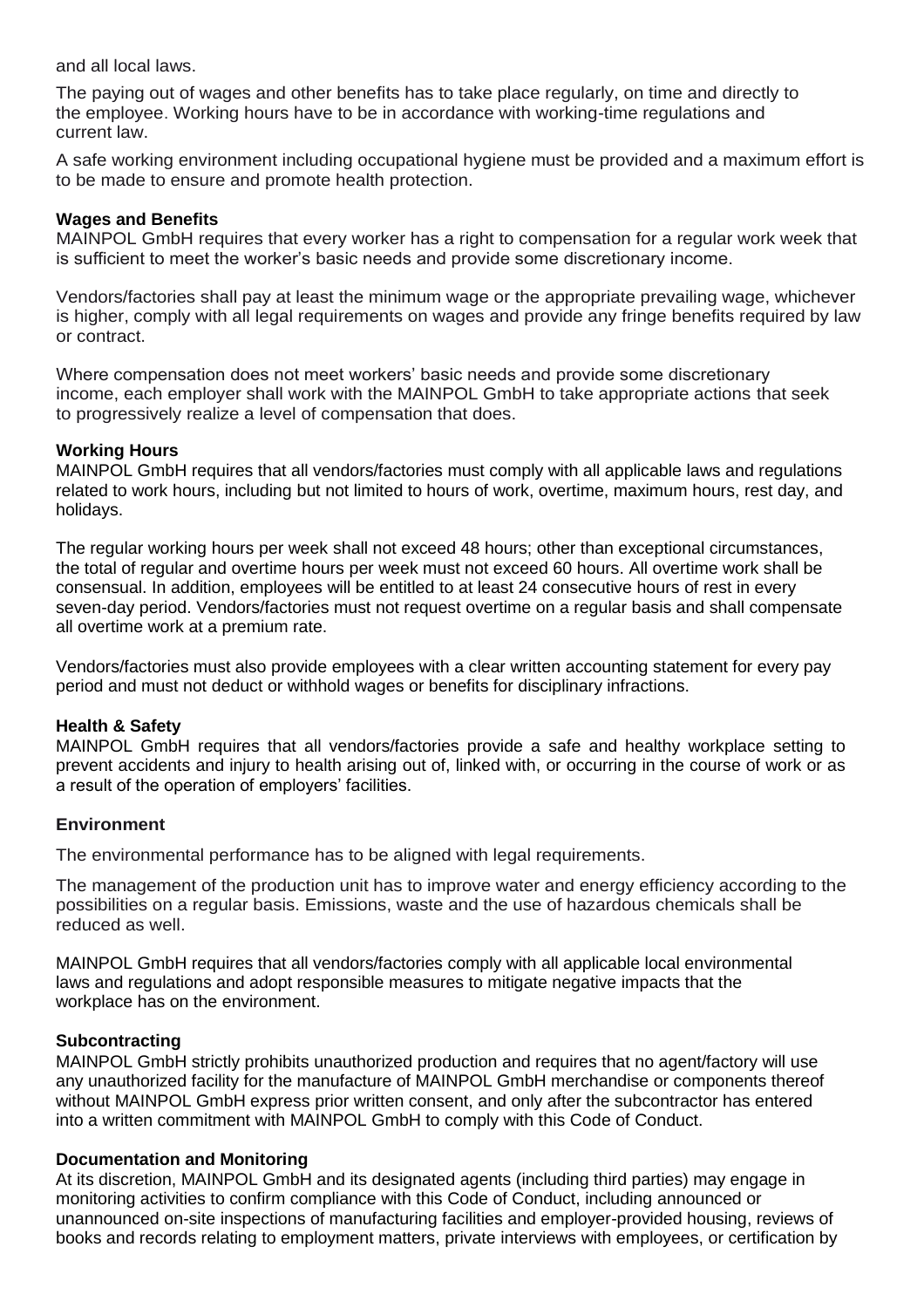and all local laws.

The paying out of wages and other benefits has to take place regularly, on time and directly to the employee. Working hours have to be in accordance with working-time regulations and current law.

A safe working environment including occupational hygiene must be provided and a maximum effort is to be made to ensure and promote health protection.

### Wages and Benefits

MAINPOL GmbH requires that every worker has a right to compensation for a regular work week that is sufficient to meet the worker's basic needs and provide some discretionary income.

Vendors/factories shall pay at least the minimum wage or the appropriate prevailing wage, whichever is higher, comply with all legal requirements on wages and provide any fringe benefits required by law or contract.

Where compensation does not meet workers' basic needs and provide some discretionary income, each employer shall work with the MAINPOL GmbH to take appropriate actions that seek to progressively realize a level of compensation that does.

### Working Hours

MAINPOL GmbH requires that all vendors/factories must comply with all applicable laws and regulations related to work hours, including but not limited to hours of work, overtime, maximum hours, rest day, and holidays.

The regular working hours per week shall not exceed 48 hours; other than exceptional circumstances, the total of regular and overtime hours per week must not exceed 60 hours. All overtime work shall be consensual. In addition, employees will be entitled to at least 24 consecutive hours of rest in every seven-day period. Vendors/factories must not request overtime on a regular basis and shall compensate all overtime work at a premium rate.

Vendors/factories must also provide employees with a clear written accounting statement for every pay period and must not deduct or withhold wages or benefits for disciplinary infractions.

### Health & Safety

MAINPOL GmbH requires that all vendors/factories provide a safe and healthy workplace setting to prevent accidents and injury to health arising out of, linked with, or occurring in the course of work or as a result of the operation of employers' facilities.

### Environment

The environmental performance has to be aligned with legal requirements.

The management of the production unit has to improve water and energy efficiency according to the possibilities on a regular basis. Emissions, waste and the use of hazardous chemicals shall be reduced as well.

MAINPOL GmbH requires that all vendors/factories comply with all applicable local environmental laws and regulations and adopt responsible measures to mitigate negative impacts that the workplace has on the environment.

### Subcontracting

MAINPOL GmbH strictly prohibits unauthorized production and requires that no agent/factory will use any unauthorized facility for the manufacture of MAINPOL GmbH merchandise or components thereof without MAINPOL GmbH express prior written consent, and only after the subcontractor has entered into a written commitment with MAINPOL GmbH to comply with this Code of Conduct.

### Documentation and Monitoring

At its discretion, MAINPOL GmbH and its designated agents (including third parties) may engage in monitoring activities to confirm compliance with this Code of Conduct, including announced or unannounced on-site inspections of manufacturing facilities and employer-provided housing, reviews of books and records relating to employment matters, private interviews with employees, or certification by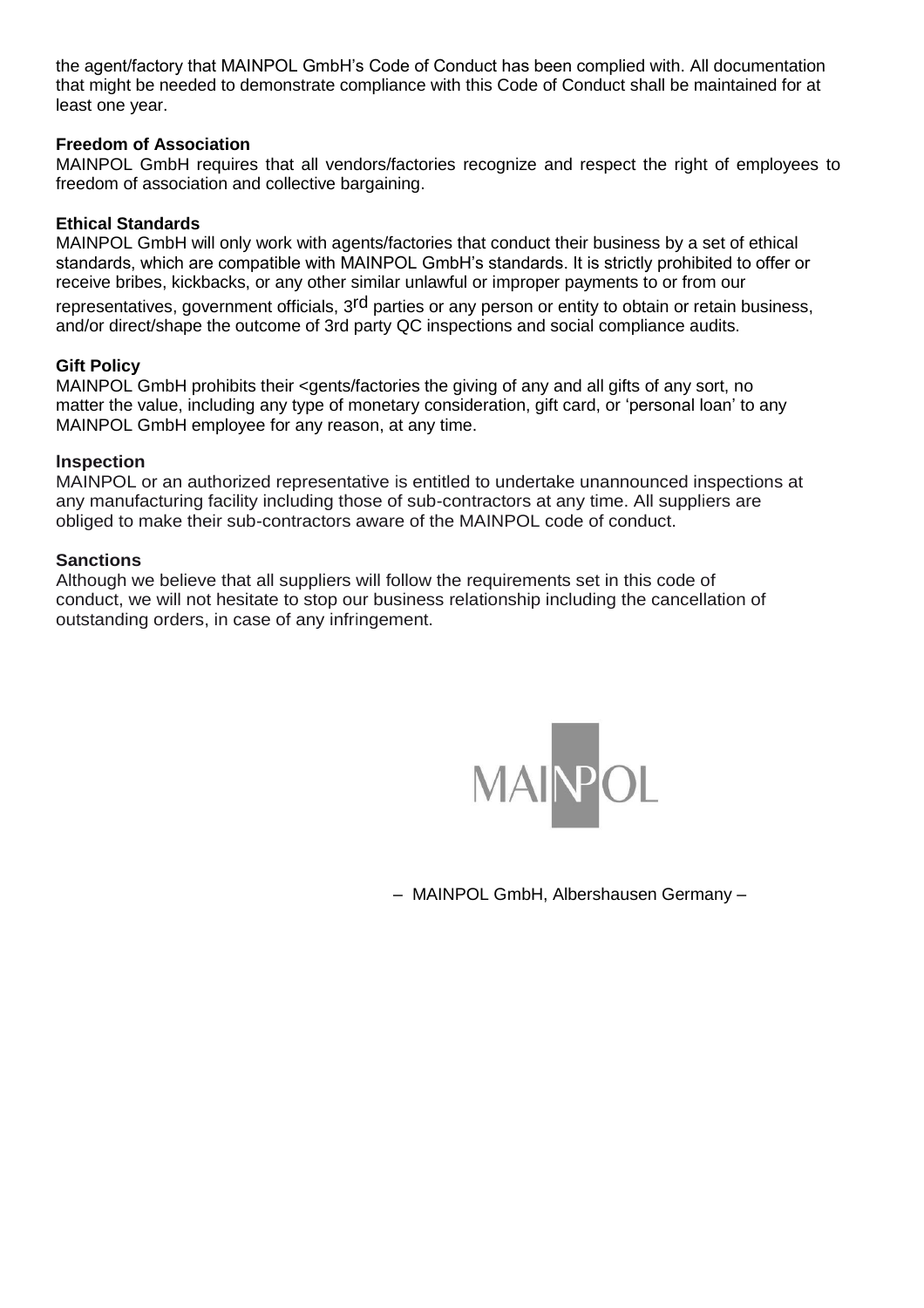the agent/factory that MAINPOL GmbH's Code of Conduct has been complied with. All documentation that might be needed to demonstrate compliance with this Code of Conduct shall be maintained for at least one year.

**Freedom of Association**

MAINPOL GmbH requires that all vendors/factories recognize and respect the right of employees to freedom of association and collective bargaining.

**Ethical Standards**

MAINPOL GmbH will only work with agents/factories that conduct their business by a set of ethical standards, which are compatible with MAINPOL GmbH's standards. It is strictly prohibited to offer or receive bribes, kickbacks, or any other similar unlawful or improper payments to or from our representatives, government officials, 3rd parties or any person or entity to obtain or retain business, and/or direct/shape the outcome of 3rd party QC inspections and social compliance audits.

**Gift Policy**

MAINPOL GmbH prohibits their <gents/factories the giving of any and all gifts of any sort, no matter the value, including any type of monetary consideration, gift card, or 'personal loan' to any MAINPOL GmbH employee for any reason, at any time.

**Inspection**

MAINPOL or an authorized representative is entitled to undertake unannounced inspections at any manufacturing facility including those of sub-contractors at any time. All suppliers are obliged to make their sub-contractors aware of the MAINPOL code of conduct.

**Sanctions**

Although we believe that all suppliers will follow the requirements set in this code of conduct, we will not hesitate to stop our business relationship including the cancellation of outstanding orders, in case of any infringement.

MAINPOL

– MAINPOL GmbH, Albershausen Germany –